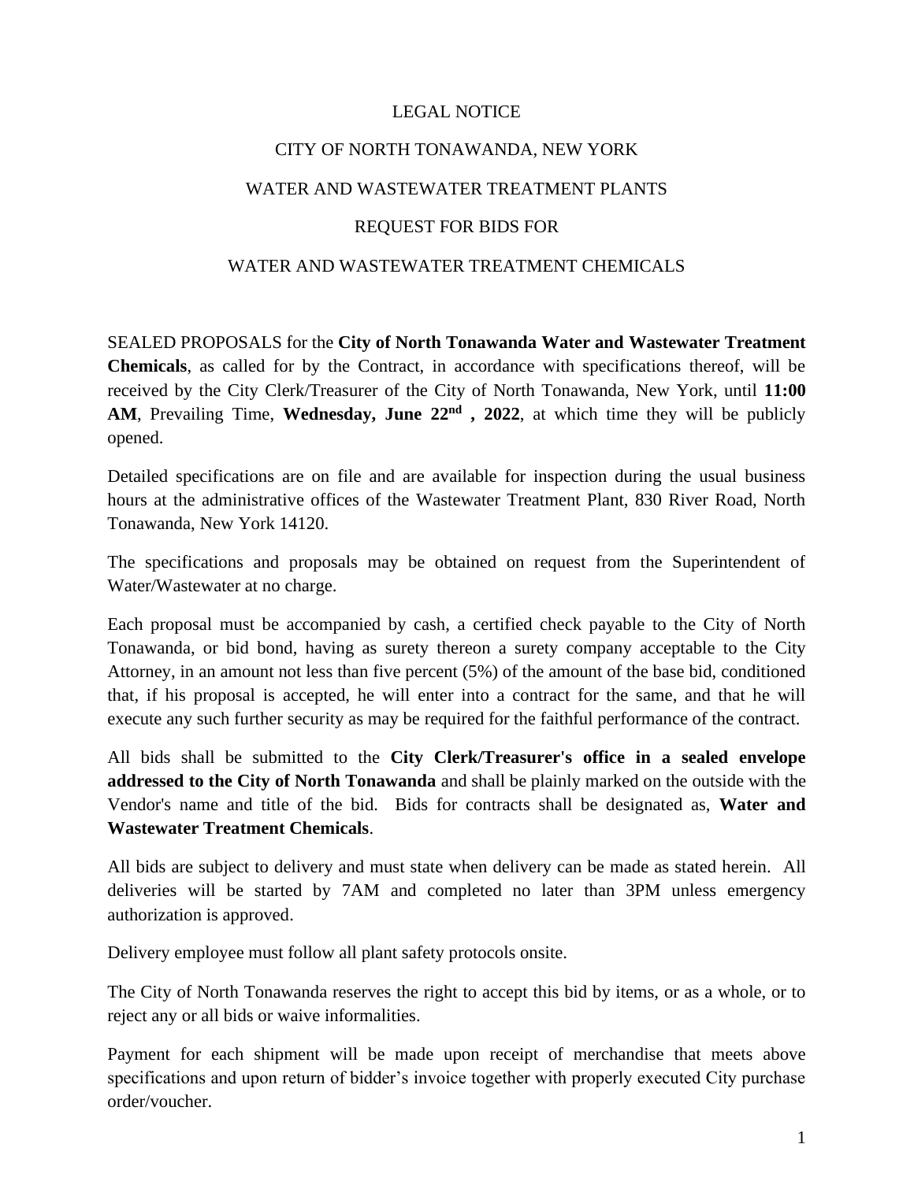# LEGAL NOTICE

## CITY OF NORTH TONAWANDA, NEW YORK

## WATER AND WASTEWATER TREATMENT PLANTS

## REQUEST FOR BIDS FOR

## WATER AND WASTEWATER TREATMENT CHEMICALS

SEALED PROPOSALS for the **City of North Tonawanda Water and Wastewater Treatment Chemicals**, as called for by the Contract, in accordance with specifications thereof, will be received by the City Clerk/Treasurer of the City of North Tonawanda, New York, until **11:00 AM**, Prevailing Time, **Wednesday, June 22nd , 2022**, at which time they will be publicly opened.

Detailed specifications are on file and are available for inspection during the usual business hours at the administrative offices of the Wastewater Treatment Plant, 830 River Road, North Tonawanda, New York 14120.

The specifications and proposals may be obtained on request from the Superintendent of Water/Wastewater at no charge.

Each proposal must be accompanied by cash, a certified check payable to the City of North Tonawanda, or bid bond, having as surety thereon a surety company acceptable to the City Attorney, in an amount not less than five percent (5%) of the amount of the base bid, conditioned that, if his proposal is accepted, he will enter into a contract for the same, and that he will execute any such further security as may be required for the faithful performance of the contract.

All bids shall be submitted to the **City Clerk/Treasurer's office in a sealed envelope addressed to the City of North Tonawanda** and shall be plainly marked on the outside with the Vendor's name and title of the bid. Bids for contracts shall be designated as, **Water and Wastewater Treatment Chemicals**.

All bids are subject to delivery and must state when delivery can be made as stated herein. All deliveries will be started by 7AM and completed no later than 3PM unless emergency authorization is approved.

Delivery employee must follow all plant safety protocols onsite.

The City of North Tonawanda reserves the right to accept this bid by items, or as a whole, or to reject any or all bids or waive informalities.

Payment for each shipment will be made upon receipt of merchandise that meets above specifications and upon return of bidder’s invoice together with properly executed City purchase order/voucher.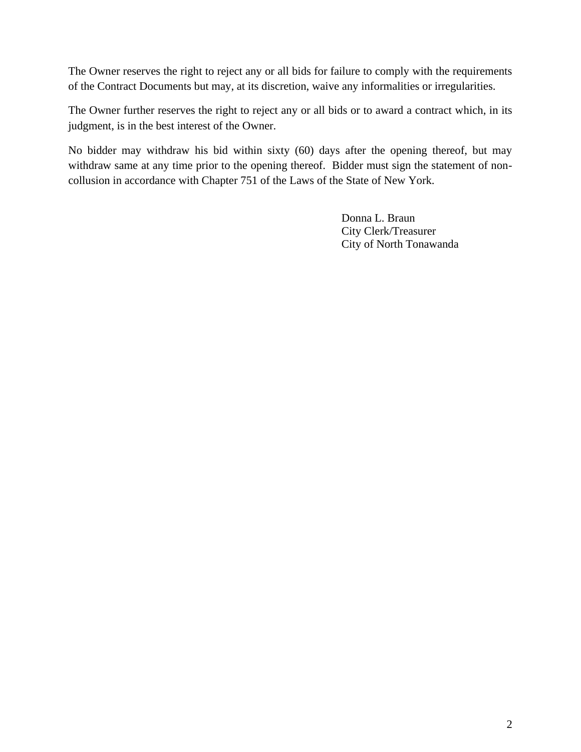The Owner reserves the right to reject any or all bids for failure to comply with the requirements of the Contract Documents but may, at its discretion, waive any informalities or irregularities.

The Owner further reserves the right to reject any or all bids or to award a contract which, in its judgment, is in the best interest of the Owner.

No bidder may withdraw his bid within sixty (60) days after the opening thereof, but may withdraw same at any time prior to the opening thereof. Bidder must sign the statement of non-collusion in accordance with Chapter 751 of the Laws of the State of New York.

Donna L. Braun
City Clerk/Treasurer
City of North Tonawanda